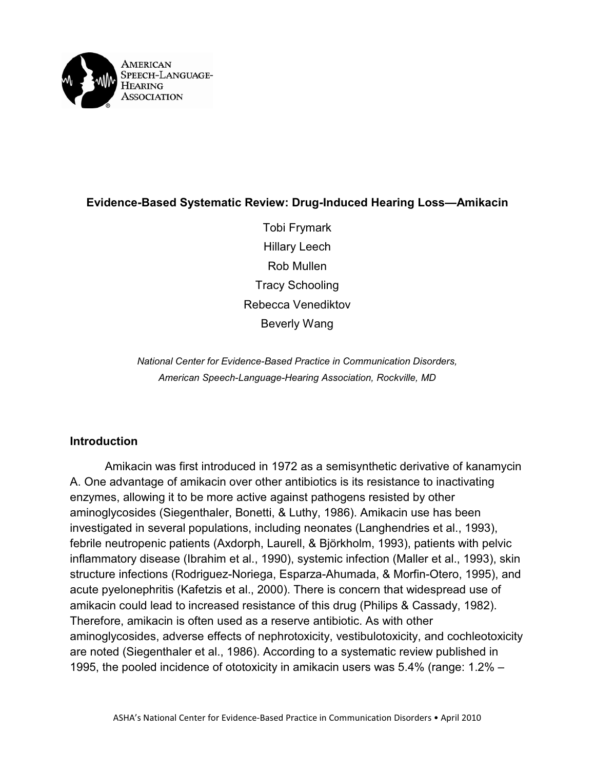AMERICAN SPEECH-LANGUAGE-HEARING ASSOCIATION

# Evidence-Based Systematic Review: Drug-Induced Hearing Loss—Amikacin

Tobi Frymark

Hillary Leech

Rob Mullen

Tracy Schooling

Rebecca Venediktov

Beverly Wang

*National Center for Evidence-Based Practice in Communication Disorders, American Speech-Language-Hearing Association, Rockville, MD*

## Introduction

Amikacin was first introduced in 1972 as a semisynthetic derivative of kanamycin A. One advantage of amikacin over other antibiotics is its resistance to inactivating enzymes, allowing it to be more active against pathogens resisted by other aminoglycosides (Siegenthaler, Bonetti, & Luthy, 1986). Amikacin use has been investigated in several populations, including neonates (Langhendries et al., 1993), febrile neutropenic patients (Axdorph, Laurell, & Björkholm, 1993), patients with pelvic inflammatory disease (Ibrahim et al., 1990), systemic infection (Maller et al., 1993), skin structure infections (Rodriguez-Noriega, Esparza-Ahumada, & Morfin-Otero, 1995), and acute pyelonephritis (Kafetzis et al., 2000). There is concern that widespread use of amikacin could lead to increased resistance of this drug (Philips & Cassady, 1982). Therefore, amikacin is often used as a reserve antibiotic. As with other aminoglycosides, adverse effects of nephrotoxicity, vestibulotoxicity, and cochleotoxicity are noted (Siegenthaler et al., 1986). According to a systematic review published in 1995, the pooled incidence of ototoxicity in amikacin users was 5.4% (range: 1.2% –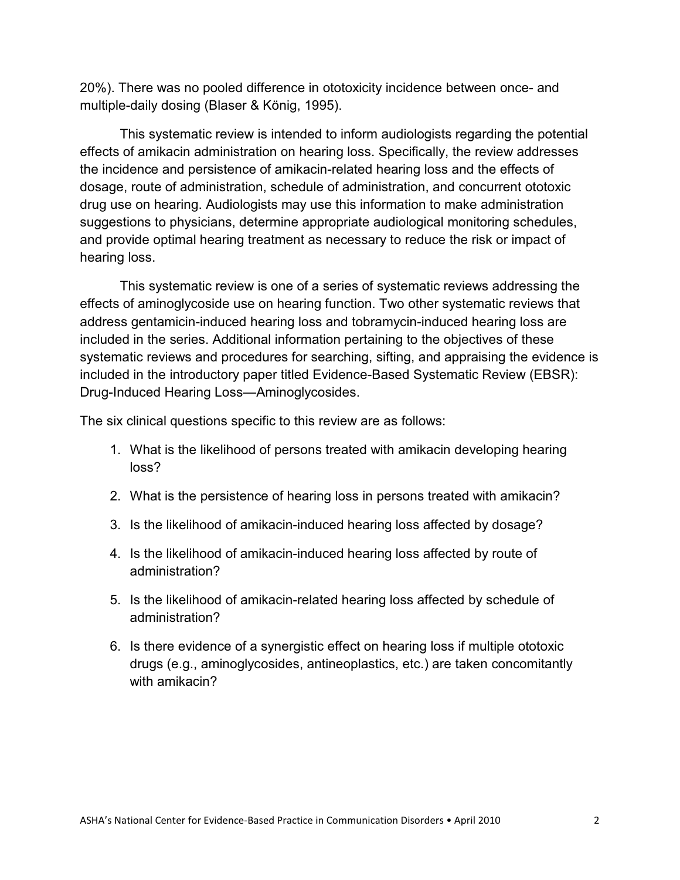20%). There was no pooled difference in ototoxicity incidence between once- and multiple-daily dosing (Blaser & König, 1995).

This systematic review is intended to inform audiologists regarding the potential effects of amikacin administration on hearing loss. Specifically, the review addresses the incidence and persistence of amikacin-related hearing loss and the effects of dosage, route of administration, schedule of administration, and concurrent ototoxic drug use on hearing. Audiologists may use this information to make administration suggestions to physicians, determine appropriate audiological monitoring schedules, and provide optimal hearing treatment as necessary to reduce the risk or impact of hearing loss.

This systematic review is one of a series of systematic reviews addressing the effects of aminoglycoside use on hearing function. Two other systematic reviews that address gentamicin-induced hearing loss and tobramycin-induced hearing loss are included in the series. Additional information pertaining to the objectives of these systematic reviews and procedures for searching, sifting, and appraising the evidence is included in the introductory paper titled Evidence-Based Systematic Review (EBSR): Drug-Induced Hearing Loss—Aminoglycosides.

The six clinical questions specific to this review are as follows:

1. What is the likelihood of persons treated with amikacin developing hearing loss?
2. What is the persistence of hearing loss in persons treated with amikacin?
3. Is the likelihood of amikacin-induced hearing loss affected by dosage?
4. Is the likelihood of amikacin-induced hearing loss affected by route of administration?
5. Is the likelihood of amikacin-related hearing loss affected by schedule of administration?
6. Is there evidence of a synergistic effect on hearing loss if multiple ototoxic drugs (e.g., aminoglycosides, antineoplastics, etc.) are taken concomitantly with amikacin?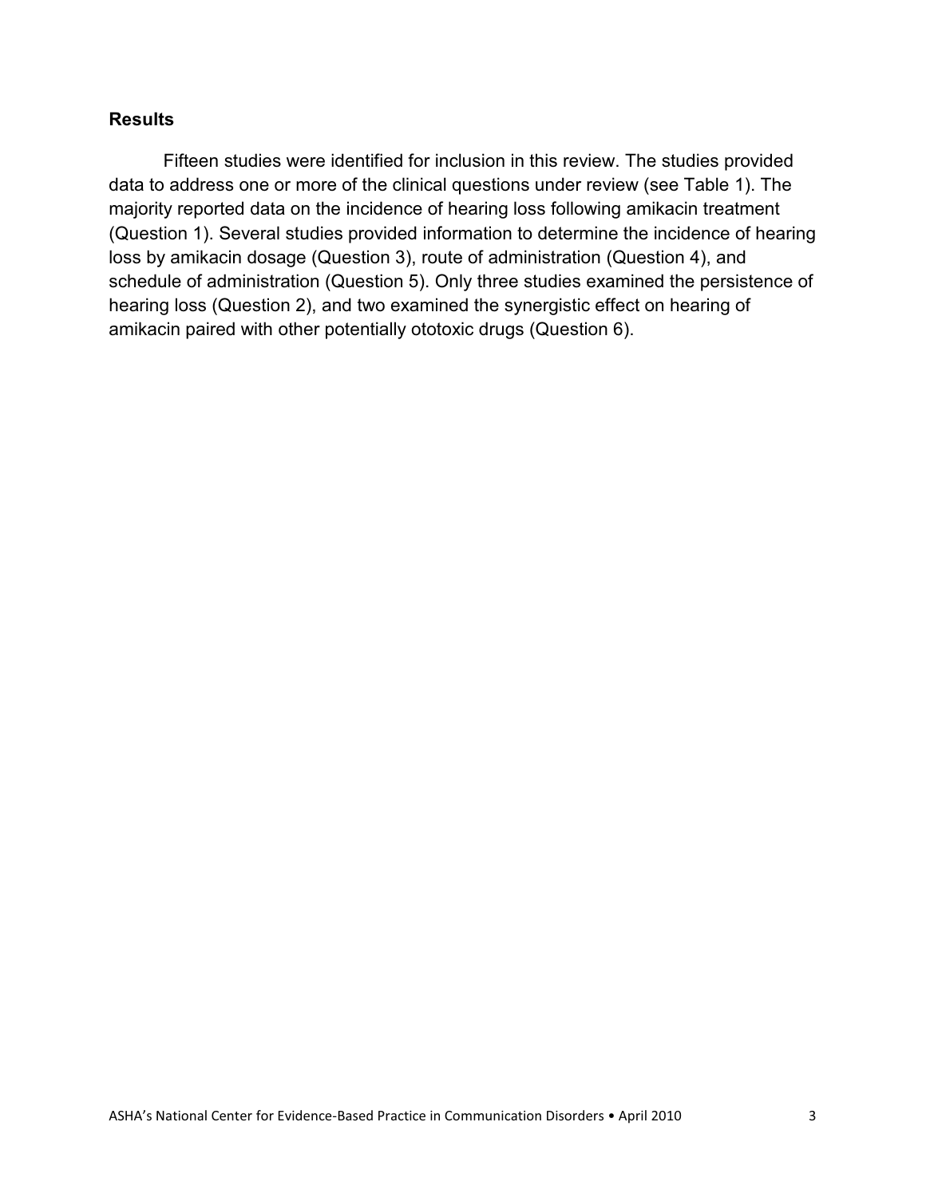## Results

Fifteen studies were identified for inclusion in this review. The studies provided data to address one or more of the clinical questions under review (see Table 1). The majority reported data on the incidence of hearing loss following amikacin treatment (Question 1). Several studies provided information to determine the incidence of hearing loss by amikacin dosage (Question 3), route of administration (Question 4), and schedule of administration (Question 5). Only three studies examined the persistence of hearing loss (Question 2), and two examined the synergistic effect on hearing of amikacin paired with other potentially ototoxic drugs (Question 6).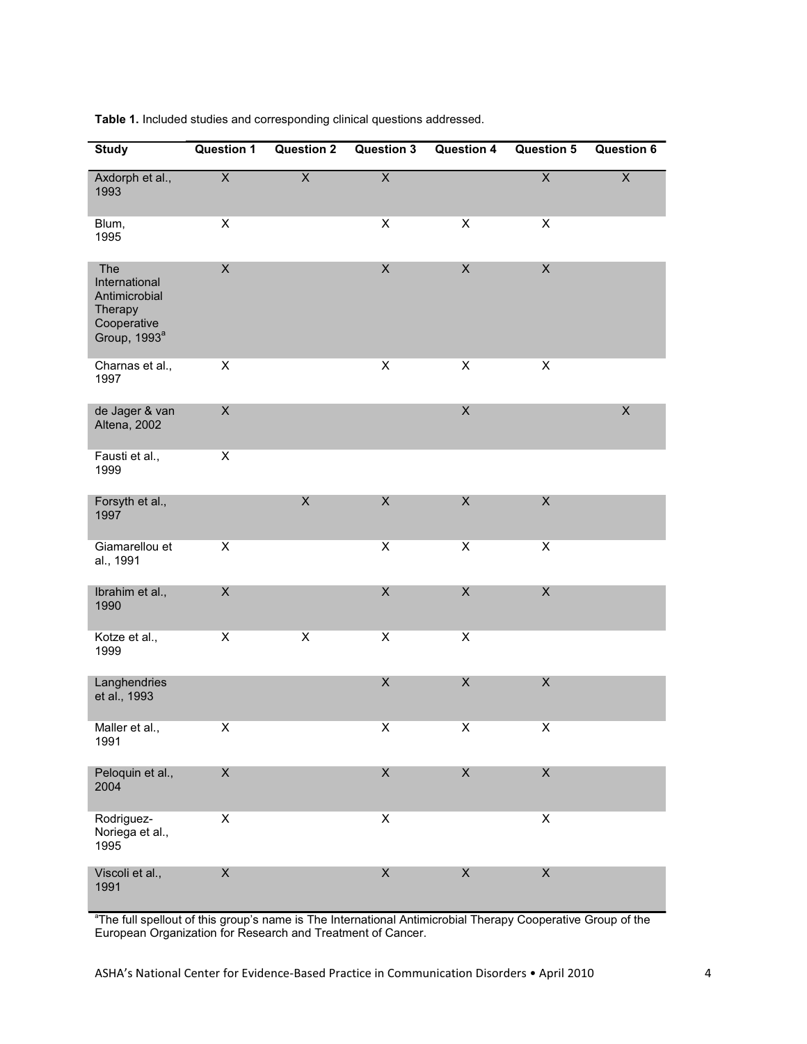**Table 1.** Included studies and corresponding clinical questions addressed.

| Study | Question 1 | Question 2 | Question 3 | Question 4 | Question 5 | Question 6 |
|---|---|---|---|---|---|---|
| Axdorph et al., 1993 | X | X | X | | X | X |
| Blum, 1995 | X | | X | X | X | |
| The International Antimicrobial Therapy Cooperative Group, 1993[a] | X | | X | X | X | |
| Charnas et al., 1997 | X | | X | X | X | |
| de Jager & van Altena, 2002 | X | | | X | | X |
| Fausti et al., 1999 | X | | | | | |
| Forsyth et al., 1997 | | X | X | X | X | |
| Giamarellou et al., 1991 | X | | X | X | X | |
| Ibrahim et al., 1990 | X | | X | X | X | |
| Kotze et al., 1999 | X | X | X | X | | |
| Langhendries et al., 1993 | | | X | X | X | |
| Maller et al., 1991 | X | | X | X | X | |
| Peloquin et al., 2004 | X | | X | X | X | |
| Rodriguez-Noriega et al., 1995 | X | | X | | X | |
| Viscoli et al., 1991 | X | | X | X | X | |

[a]The full spellout of this group's name is The International Antimicrobial Therapy Cooperative Group of the European Organization for Research and Treatment of Cancer.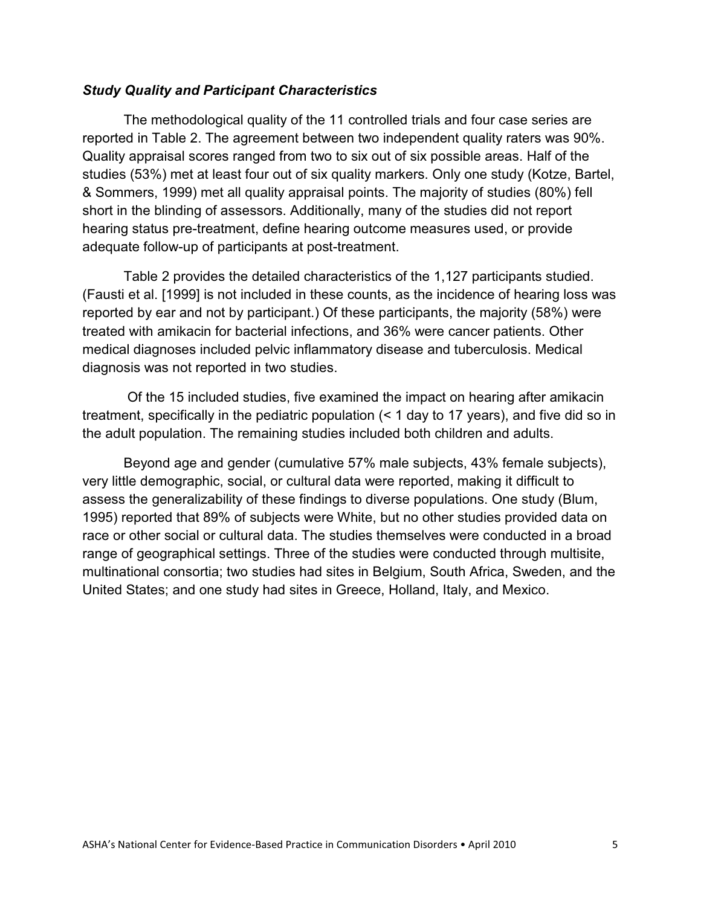### *Study Quality and Participant Characteristics*

The methodological quality of the 11 controlled trials and four case series are reported in Table 2. The agreement between two independent quality raters was 90%. Quality appraisal scores ranged from two to six out of six possible areas. Half of the studies (53%) met at least four out of six quality markers. Only one study (Kotze, Bartel, & Sommers, 1999) met all quality appraisal points. The majority of studies (80%) fell short in the blinding of assessors. Additionally, many of the studies did not report hearing status pre-treatment, define hearing outcome measures used, or provide adequate follow-up of participants at post-treatment.

Table 2 provides the detailed characteristics of the 1,127 participants studied. (Fausti et al. [1999] is not included in these counts, as the incidence of hearing loss was reported by ear and not by participant.) Of these participants, the majority (58%) were treated with amikacin for bacterial infections, and 36% were cancer patients. Other medical diagnoses included pelvic inflammatory disease and tuberculosis. Medical diagnosis was not reported in two studies.

Of the 15 included studies, five examined the impact on hearing after amikacin treatment, specifically in the pediatric population (< 1 day to 17 years), and five did so in the adult population. The remaining studies included both children and adults.

Beyond age and gender (cumulative 57% male subjects, 43% female subjects), very little demographic, social, or cultural data were reported, making it difficult to assess the generalizability of these findings to diverse populations. One study (Blum, 1995) reported that 89% of subjects were White, but no other studies provided data on race or other social or cultural data. The studies themselves were conducted in a broad range of geographical settings. Three of the studies were conducted through multisite, multinational consortia; two studies had sites in Belgium, South Africa, Sweden, and the United States; and one study had sites in Greece, Holland, Italy, and Mexico.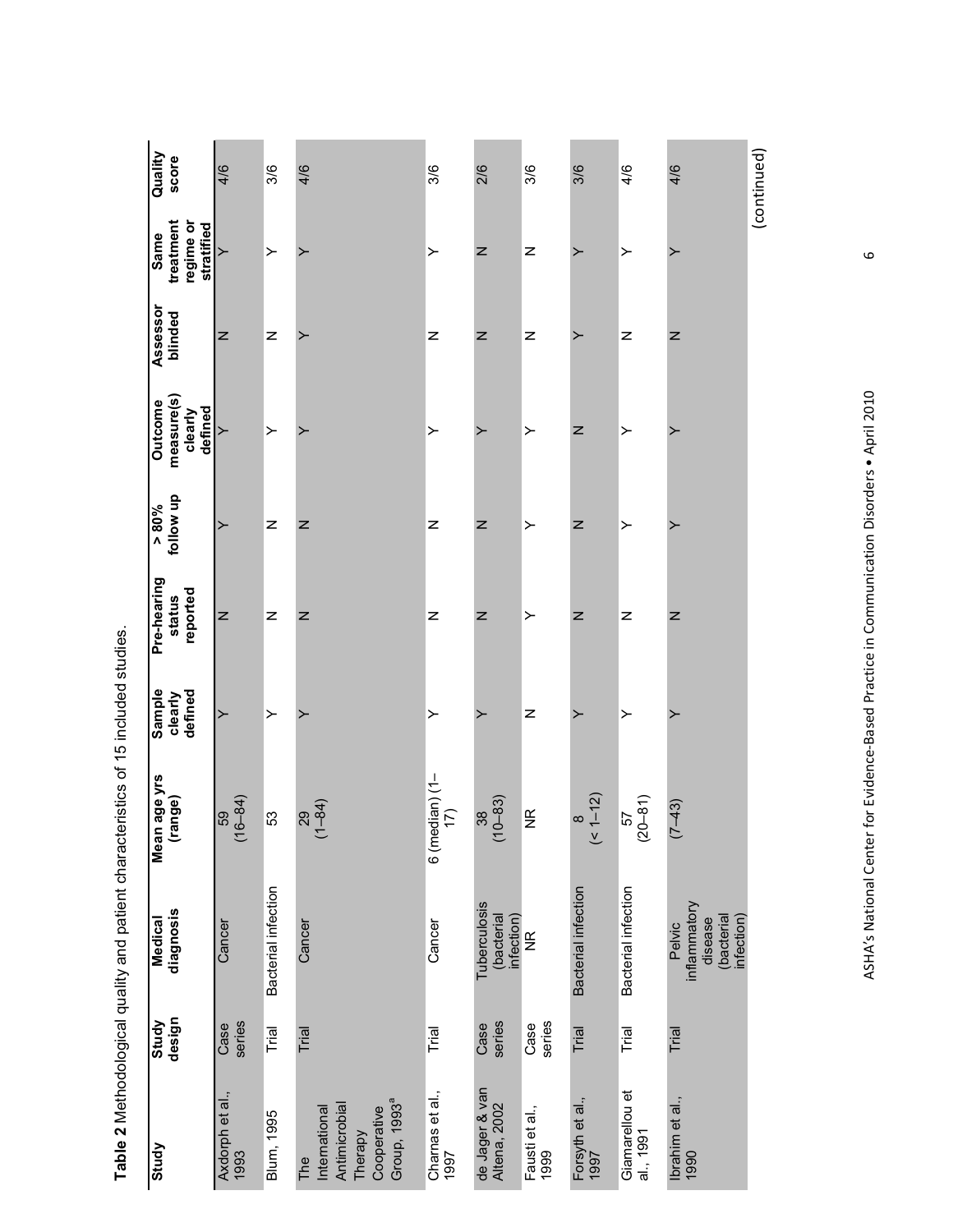**Table 2** Methodological quality and patient characteristics of 15 included studies.

| Study | Study design | Medical diagnosis | Mean age yrs (range) | Sample clearly defined | Pre-hearing status reported | > 80% follow up | Outcome measure(s) clearly defined | Assessor blinded | Same treatment regime or stratified | Quality score |
|---|---|---|---|---|---|---|---|---|---|---|
| Axdorph et al., 1993 | Case series | Cancer | 59 (16–84) | Y | N | Y | Y | N | Y | 4/6 |
| Blum, 1995 | Trial | Bacterial infection | 53 | Y | N | N | Y | N | Y | 3/6 |
| The International Antimicrobial Therapy Cooperative Group, 1993[a] | Trial | Cancer | 29 (1–84) | Y | N | N | Y | Y | Y | 4/6 |
| Charnas et al., 1997 | Trial | Cancer | 6 (median) (1–17) | Y | N | N | Y | N | Y | 3/6 |
| de Jager & van Altena, 2002 | Case series | Tuberculosis (bacterial infection) | 38 (10–83) | Y | N | N | Y | N | N | 2/6 |
| Fausti et al., 1999 | Case series | NR | NR | N | Y | Y | Y | N | N | 3/6 |
| Forsyth et al., 1997 | Trial | Bacterial infection | 8 (< 1–12) | Y | N | N | N | Y | Y | 3/6 |
| Giamarellou et al., 1991 | Trial | Bacterial infection | 57 (20–81) | Y | N | Y | Y | N | Y | 4/6 |
| Ibrahim et al., 1990 | Trial | Pelvic inflammatory disease (bacterial infection) | (7–43) | Y | N | Y | Y | N | Y | 4/6 |

(continued)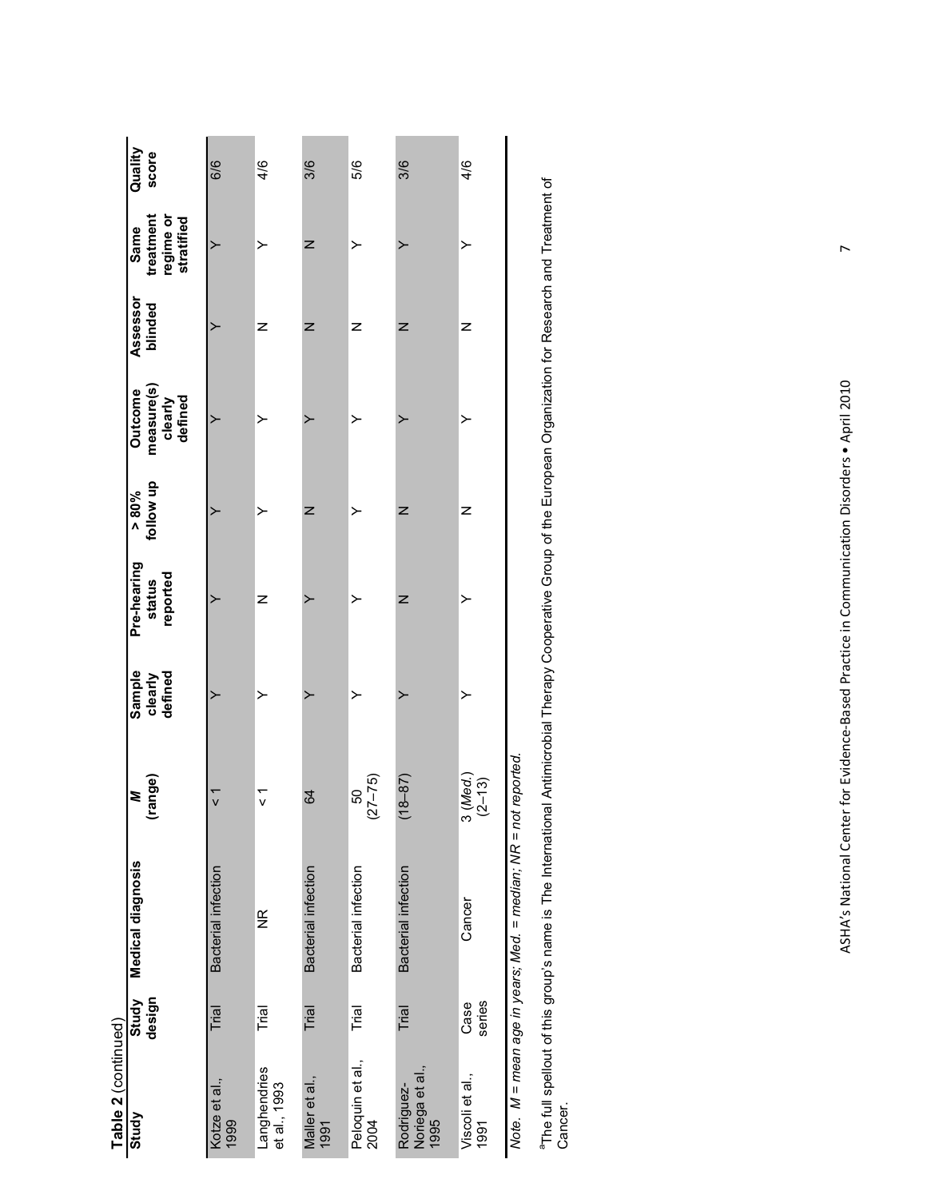**Table 2** (continued)

| Study | Study design | Medical diagnosis | *M* (range) | Sample clearly defined | Pre-hearing status reported | > 80% follow up | Outcome measure(s) clearly defined | Assessor blinded | Same treatment regime or stratified | Quality score |
|---|---|---|---|---|---|---|---|---|---|---|
| Kotze et al., 1999 | Trial | Bacterial infection | < 1 | Y | Y | Y | Y | Y | Y | 6/6 |
| Langhendries et al., 1993 | Trial | NR | < 1 | Y | N | Y | Y | N | Y | 4/6 |
| Maller et al., 1991 | Trial | Bacterial infection | 64 | Y | Y | N | Y | N | N | 3/6 |
| Peloquin et al., 2004 | Trial | Bacterial infection | 50 (27–75) | Y | Y | Y | Y | N | Y | 5/6 |
| Rodriguez-Noriega et al., 1995 | Trial | Bacterial infection | (18–87) | Y | N | N | Y | N | Y | 3/6 |
| Viscoli et al., 1991 | Case series | Cancer | 3 (*Med.*) (2–13) | Y | Y | N | Y | N | Y | 4/6 |

*Note. M = mean age in years; Med. = median; NR = not reported.*

[a]The full spellout of this group's name is The International Antimicrobial Therapy Cooperative Group of the European Organization for Research and Treatment of Cancer.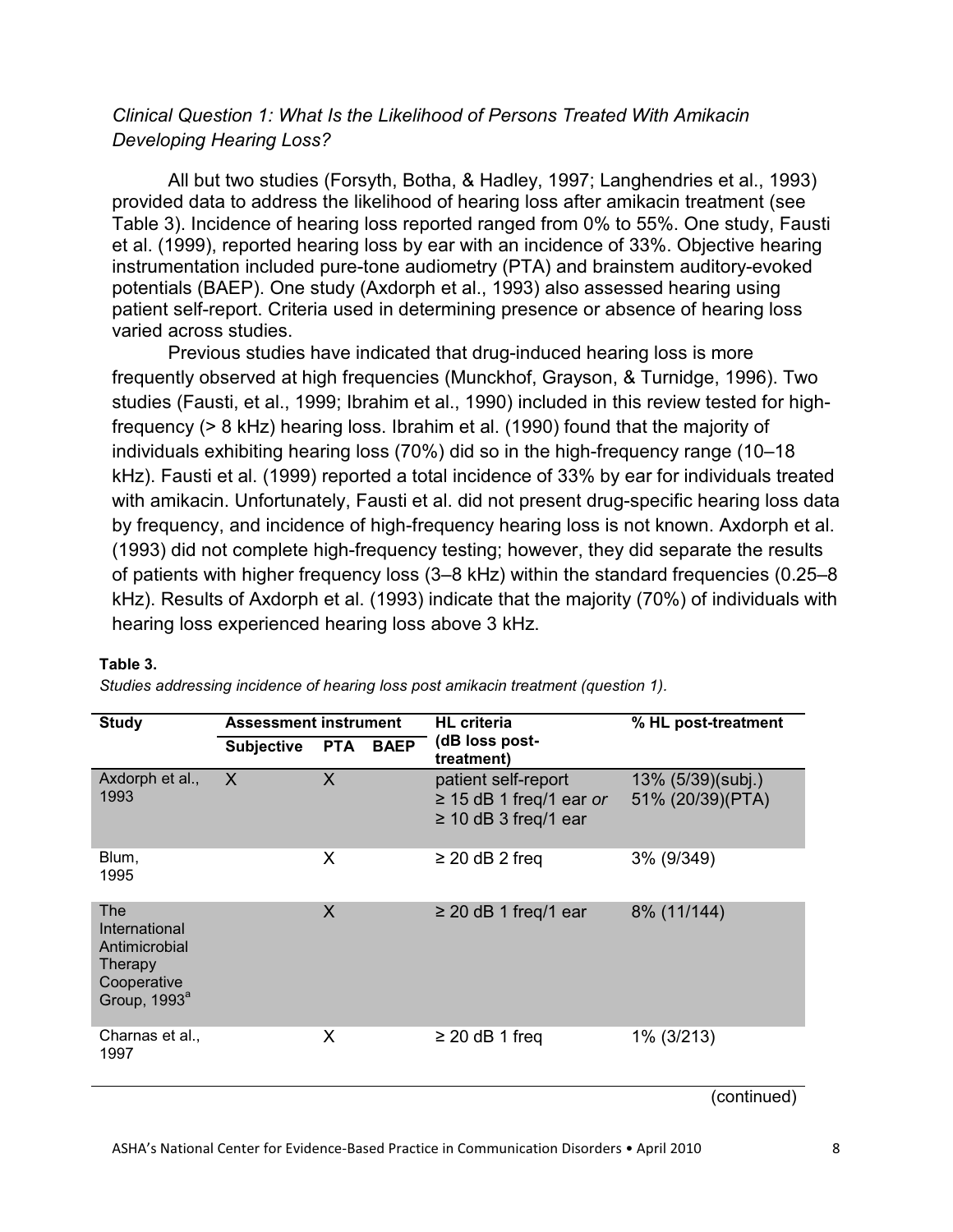*Clinical Question 1: What Is the Likelihood of Persons Treated With Amikacin Developing Hearing Loss?*

All but two studies (Forsyth, Botha, & Hadley, 1997; Langhendries et al., 1993) provided data to address the likelihood of hearing loss after amikacin treatment (see Table 3). Incidence of hearing loss reported ranged from 0% to 55%. One study, Fausti et al. (1999), reported hearing loss by ear with an incidence of 33%. Objective hearing instrumentation included pure-tone audiometry (PTA) and brainstem auditory-evoked potentials (BAEP). One study (Axdorph et al., 1993) also assessed hearing using patient self-report. Criteria used in determining presence or absence of hearing loss varied across studies.

Previous studies have indicated that drug-induced hearing loss is more frequently observed at high frequencies (Munckhof, Grayson, & Turnidge, 1996). Two studies (Fausti, et al., 1999; Ibrahim et al., 1990) included in this review tested for high-frequency (> 8 kHz) hearing loss. Ibrahim et al. (1990) found that the majority of individuals exhibiting hearing loss (70%) did so in the high-frequency range (10–18 kHz). Fausti et al. (1999) reported a total incidence of 33% by ear for individuals treated with amikacin. Unfortunately, Fausti et al. did not present drug-specific hearing loss data by frequency, and incidence of high-frequency hearing loss is not known. Axdorph et al. (1993) did not complete high-frequency testing; however, they did separate the results of patients with higher frequency loss (3–8 kHz) within the standard frequencies (0.25–8 kHz). Results of Axdorph et al. (1993) indicate that the majority (70%) of individuals with hearing loss experienced hearing loss above 3 kHz.

**Table 3.**

*Studies addressing incidence of hearing loss post amikacin treatment (question 1).*

| Study | Assessment instrument | | | HL criteria (dB loss post-treatment) | % HL post-treatment |
|---|---|---|---|---|---|
| | Subjective | PTA | BAEP | | |
| Axdorph et al., 1993 | X | X | | patient self-report<br>≥ 15 dB 1 freq/1 ear *or* ≥ 10 dB 3 freq/1 ear | 13% (5/39)(subj.)<br>51% (20/39)(PTA) |
| Blum, 1995 | | X | | ≥ 20 dB 2 freq | 3% (9/349) |
| The International Antimicrobial Therapy Cooperative Group, 1993[a] | | X | | ≥ 20 dB 1 freq/1 ear | 8% (11/144) |
| Charnas et al., 1997 | | X | | ≥ 20 dB 1 freq | 1% (3/213) |

(continued)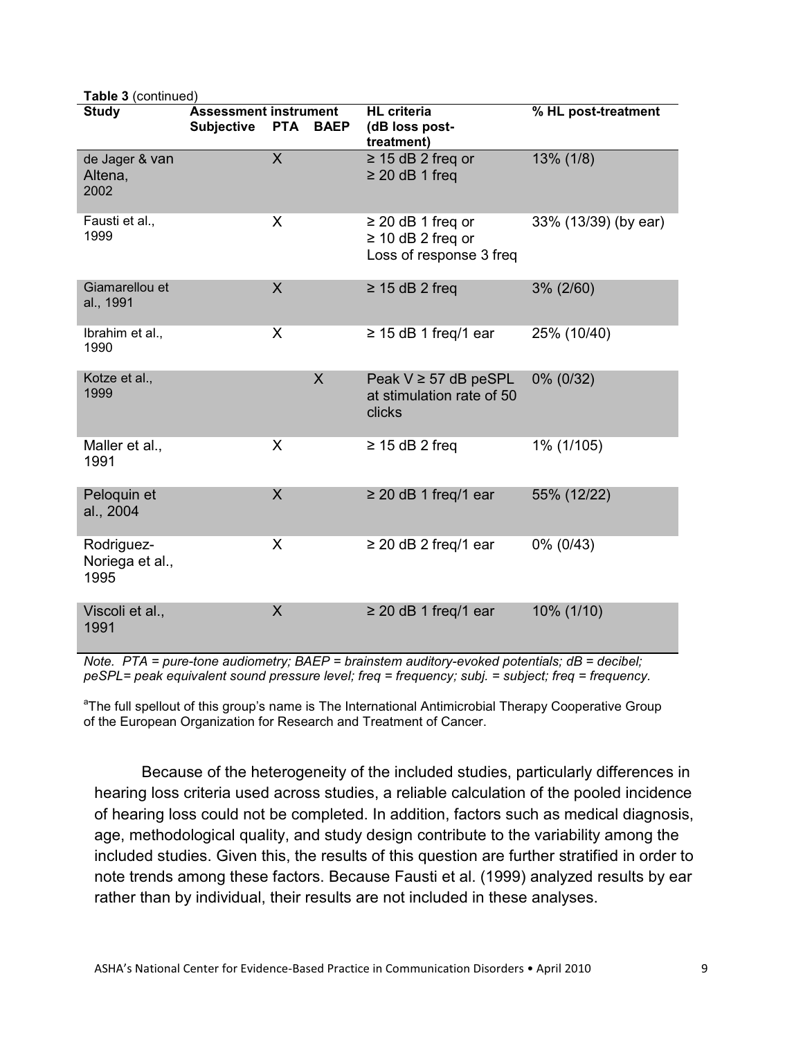**Table 3** (continued)

| Study | Assessment instrument | | | HL criteria (dB loss post-treatment) | % HL post-treatment |
|---|---|---|---|---|---|
| | Subjective | PTA | BAEP | | |
| de Jager & van Altena, 2002 | | X | | ≥ 15 dB 2 freq or ≥ 20 dB 1 freq | 13% (1/8) |
| Fausti et al., 1999 | | X | | ≥ 20 dB 1 freq or ≥ 10 dB 2 freq or Loss of response 3 freq | 33% (13/39) (by ear) |
| Giamarellou et al., 1991 | | X | | ≥ 15 dB 2 freq | 3% (2/60) |
| Ibrahim et al., 1990 | | X | | ≥ 15 dB 1 freq/1 ear | 25% (10/40) |
| Kotze et al., 1999 | | | X | Peak V ≥ 57 dB peSPL at stimulation rate of 50 clicks | 0% (0/32) |
| Maller et al., 1991 | | X | | ≥ 15 dB 2 freq | 1% (1/105) |
| Peloquin et al., 2004 | | X | | ≥ 20 dB 1 freq/1 ear | 55% (12/22) |
| Rodriguez-Noriega et al., 1995 | | X | | ≥ 20 dB 2 freq/1 ear | 0% (0/43) |
| Viscoli et al., 1991 | | X | | ≥ 20 dB 1 freq/1 ear | 10% (1/10) |

*Note.  PTA = pure-tone audiometry; BAEP = brainstem auditory-evoked potentials; dB = decibel; peSPL= peak equivalent sound pressure level; freq = frequency; subj. = subject; freq = frequency.*

[a]The full spellout of this group's name is The International Antimicrobial Therapy Cooperative Group of the European Organization for Research and Treatment of Cancer.

Because of the heterogeneity of the included studies, particularly differences in hearing loss criteria used across studies, a reliable calculation of the pooled incidence of hearing loss could not be completed. In addition, factors such as medical diagnosis, age, methodological quality, and study design contribute to the variability among the included studies. Given this, the results of this question are further stratified in order to note trends among these factors. Because Fausti et al. (1999) analyzed results by ear rather than by individual, their results are not included in these analyses.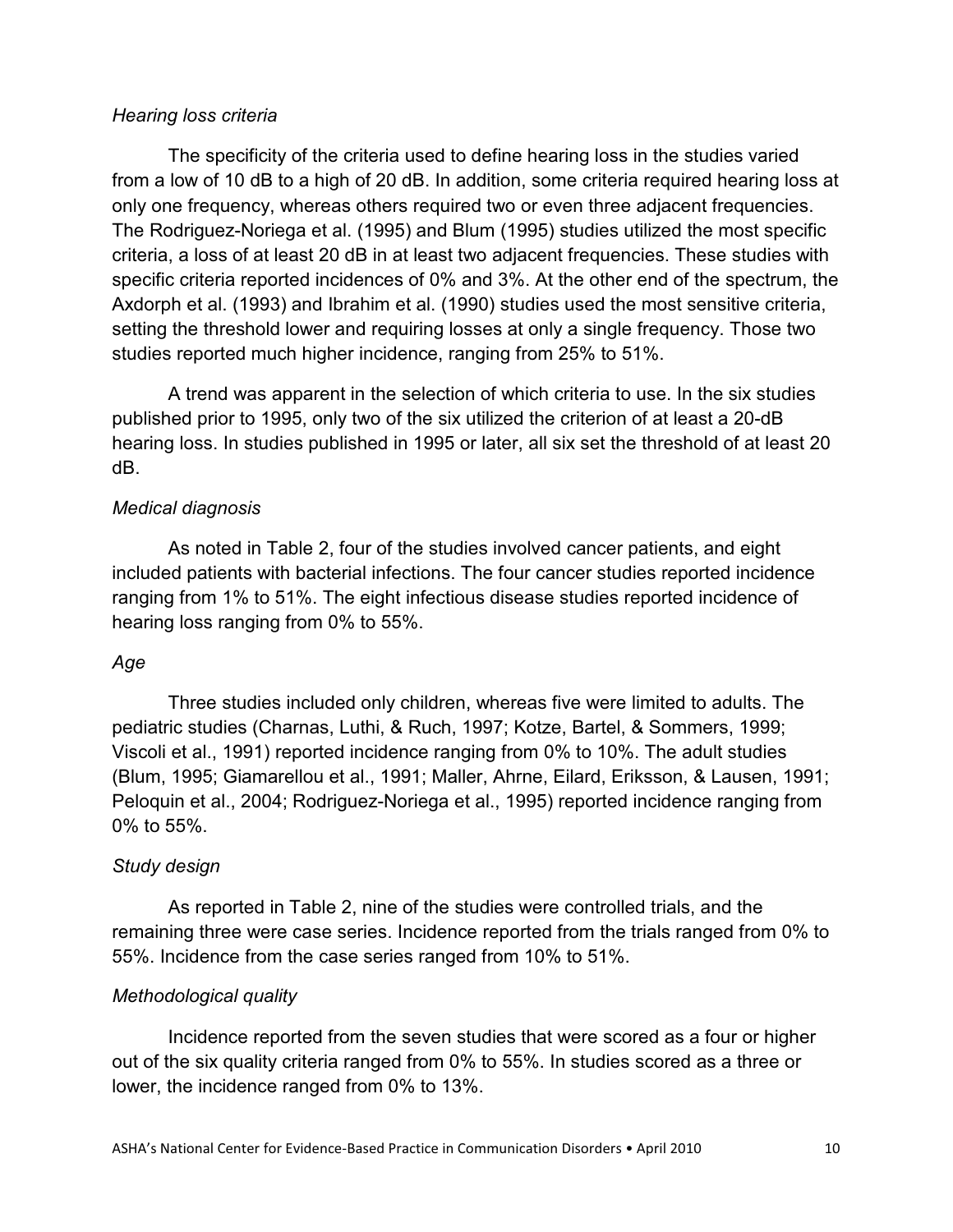*Hearing loss criteria*

The specificity of the criteria used to define hearing loss in the studies varied from a low of 10 dB to a high of 20 dB. In addition, some criteria required hearing loss at only one frequency, whereas others required two or even three adjacent frequencies. The Rodriguez-Noriega et al. (1995) and Blum (1995) studies utilized the most specific criteria, a loss of at least 20 dB in at least two adjacent frequencies. These studies with specific criteria reported incidences of 0% and 3%. At the other end of the spectrum, the Axdorph et al. (1993) and Ibrahim et al. (1990) studies used the most sensitive criteria, setting the threshold lower and requiring losses at only a single frequency. Those two studies reported much higher incidence, ranging from 25% to 51%.

A trend was apparent in the selection of which criteria to use. In the six studies published prior to 1995, only two of the six utilized the criterion of at least a 20-dB hearing loss. In studies published in 1995 or later, all six set the threshold of at least 20 dB.

*Medical diagnosis*

As noted in Table 2, four of the studies involved cancer patients, and eight included patients with bacterial infections. The four cancer studies reported incidence ranging from 1% to 51%. The eight infectious disease studies reported incidence of hearing loss ranging from 0% to 55%.

*Age*

Three studies included only children, whereas five were limited to adults. The pediatric studies (Charnas, Luthi, & Ruch, 1997; Kotze, Bartel, & Sommers, 1999; Viscoli et al., 1991) reported incidence ranging from 0% to 10%. The adult studies (Blum, 1995; Giamarellou et al., 1991; Maller, Ahrne, Eilard, Eriksson, & Lausen, 1991; Peloquin et al., 2004; Rodriguez-Noriega et al., 1995) reported incidence ranging from 0% to 55%.

*Study design*

As reported in Table 2, nine of the studies were controlled trials, and the remaining three were case series. Incidence reported from the trials ranged from 0% to 55%. Incidence from the case series ranged from 10% to 51%.

*Methodological quality*

Incidence reported from the seven studies that were scored as a four or higher out of the six quality criteria ranged from 0% to 55%. In studies scored as a three or lower, the incidence ranged from 0% to 13%.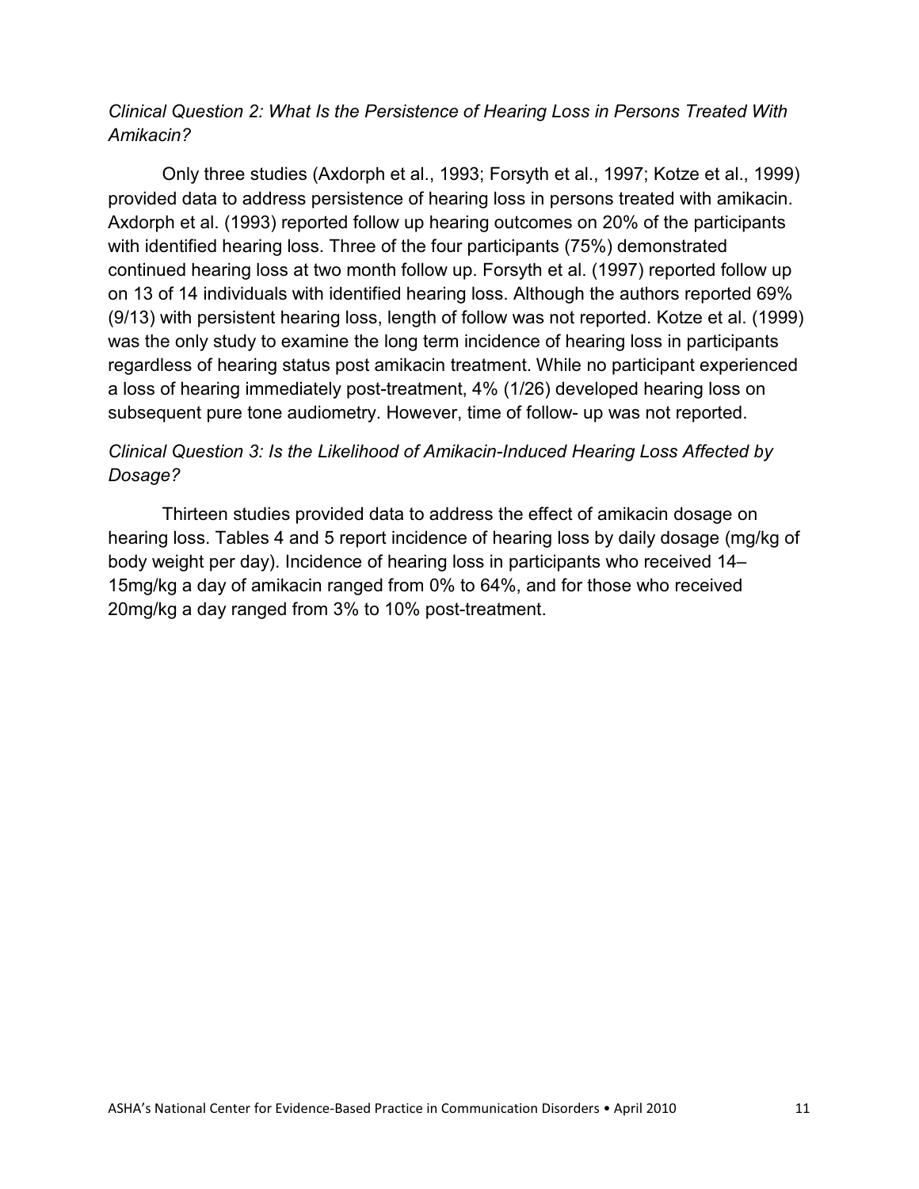*Clinical Question 2: What Is the Persistence of Hearing Loss in Persons Treated With Amikacin?*

Only three studies (Axdorph et al., 1993; Forsyth et al., 1997; Kotze et al., 1999) provided data to address persistence of hearing loss in persons treated with amikacin. Axdorph et al. (1993) reported follow up hearing outcomes on 20% of the participants with identified hearing loss. Three of the four participants (75%) demonstrated continued hearing loss at two month follow up. Forsyth et al. (1997) reported follow up on 13 of 14 individuals with identified hearing loss. Although the authors reported 69% (9/13) with persistent hearing loss, length of follow was not reported. Kotze et al. (1999) was the only study to examine the long term incidence of hearing loss in participants regardless of hearing status post amikacin treatment. While no participant experienced a loss of hearing immediately post-treatment, 4% (1/26) developed hearing loss on subsequent pure tone audiometry. However, time of follow- up was not reported.

*Clinical Question 3: Is the Likelihood of Amikacin-Induced Hearing Loss Affected by Dosage?*

Thirteen studies provided data to address the effect of amikacin dosage on hearing loss. Tables 4 and 5 report incidence of hearing loss by daily dosage (mg/kg of body weight per day). Incidence of hearing loss in participants who received 14–15mg/kg a day of amikacin ranged from 0% to 64%, and for those who received 20mg/kg a day ranged from 3% to 10% post-treatment.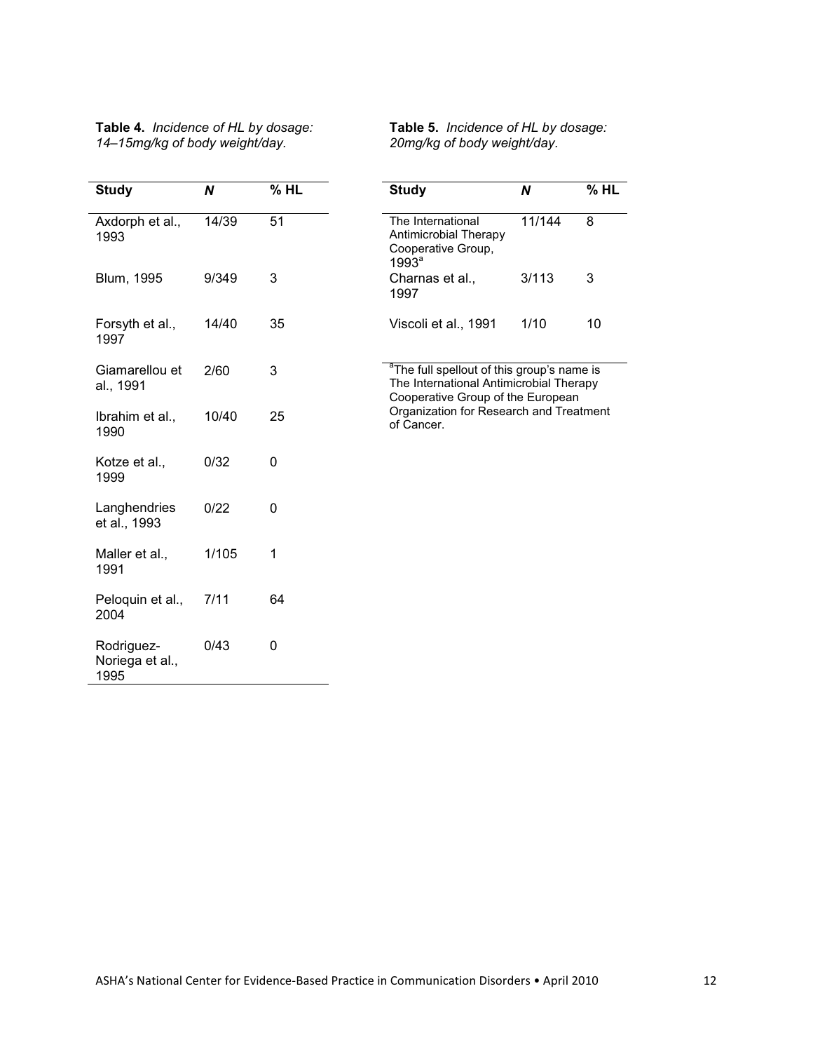**Table 4.** *Incidence of HL by dosage: 14–15mg/kg of body weight/day.*

| Study | *N* | % HL |
|---|---|---|
| Axdorph et al., 1993 | 14/39 | 51 |
| Blum, 1995 | 9/349 | 3 |
| Forsyth et al., 1997 | 14/40 | 35 |
| Giamarellou et al., 1991 | 2/60 | 3 |
| Ibrahim et al., 1990 | 10/40 | 25 |
| Kotze et al., 1999 | 0/32 | 0 |
| Langhendries et al., 1993 | 0/22 | 0 |
| Maller et al., 1991 | 1/105 | 1 |
| Peloquin et al., 2004 | 7/11 | 64 |
| Rodriguez-Noriega et al., 1995 | 0/43 | 0 |

**Table 5.** *Incidence of HL by dosage: 20mg/kg of body weight/day.*

| Study | *N* | % HL |
|---|---|---|
| The International Antimicrobial Therapy Cooperative Group, 1993[a] | 11/144 | 8 |
| Charnas et al., 1997 | 3/113 | 3 |
| Viscoli et al., 1991 | 1/10 | 10 |

[a]The full spellout of this group's name is The International Antimicrobial Therapy Cooperative Group of the European Organization for Research and Treatment of Cancer.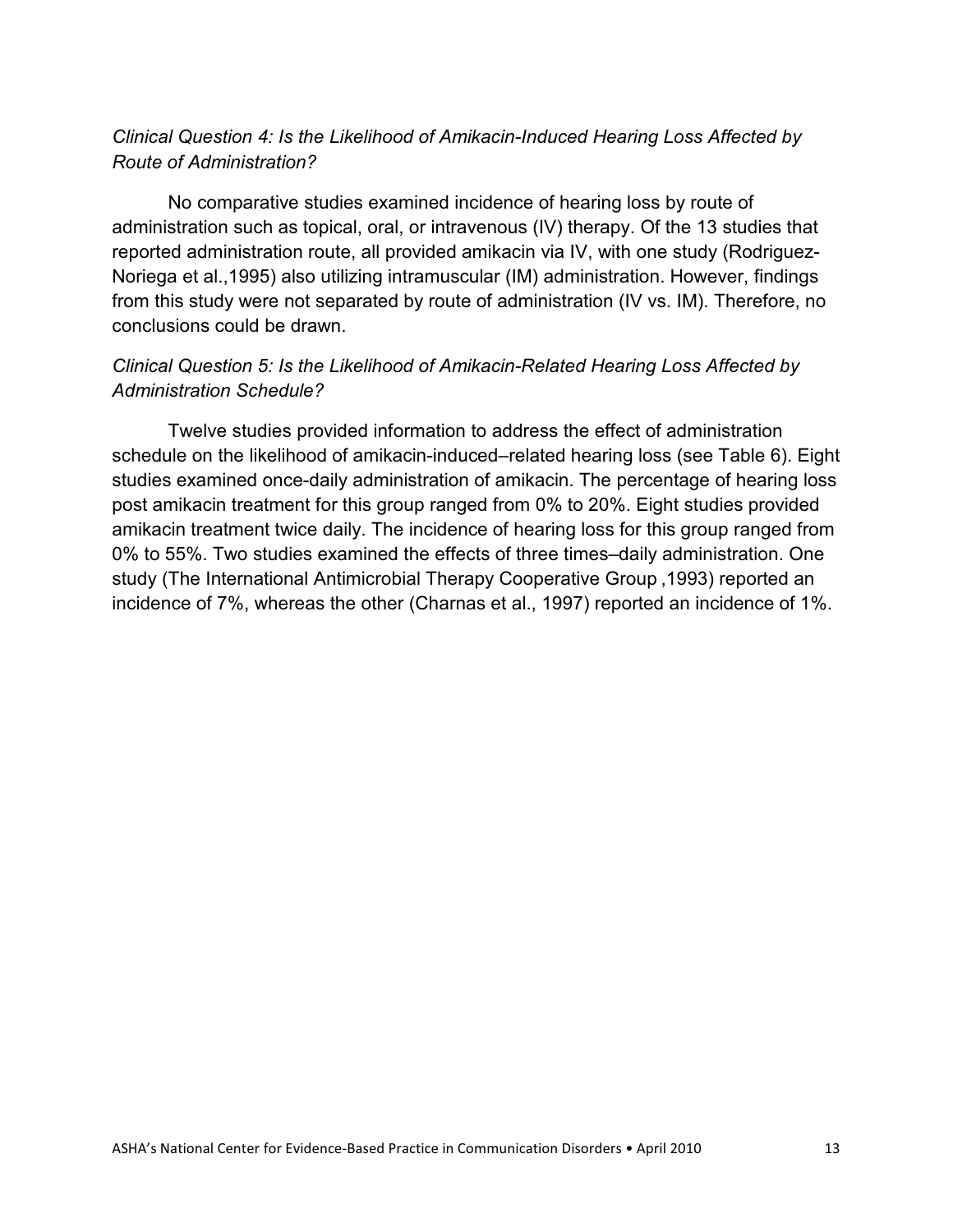### *Clinical Question 4: Is the Likelihood of Amikacin-Induced Hearing Loss Affected by Route of Administration?*

No comparative studies examined incidence of hearing loss by route of administration such as topical, oral, or intravenous (IV) therapy. Of the 13 studies that reported administration route, all provided amikacin via IV, with one study (Rodriguez-Noriega et al.,1995) also utilizing intramuscular (IM) administration. However, findings from this study were not separated by route of administration (IV vs. IM). Therefore, no conclusions could be drawn.

### *Clinical Question 5: Is the Likelihood of Amikacin-Related Hearing Loss Affected by Administration Schedule?*

Twelve studies provided information to address the effect of administration schedule on the likelihood of amikacin-induced–related hearing loss (see Table 6). Eight studies examined once-daily administration of amikacin. The percentage of hearing loss post amikacin treatment for this group ranged from 0% to 20%. Eight studies provided amikacin treatment twice daily. The incidence of hearing loss for this group ranged from 0% to 55%. Two studies examined the effects of three times–daily administration. One study (The International Antimicrobial Therapy Cooperative Group ,1993) reported an incidence of 7%, whereas the other (Charnas et al., 1997) reported an incidence of 1%.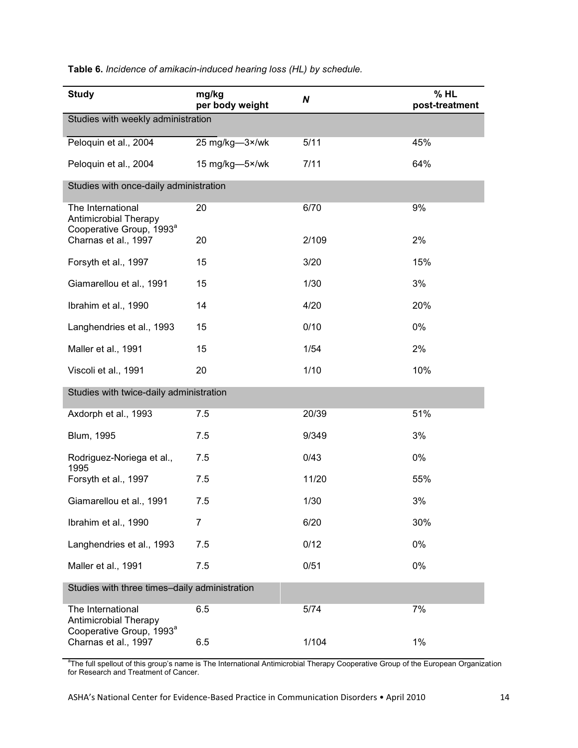**Table 6.** *Incidence of amikacin-induced hearing loss (HL) by schedule.*

| Study | mg/kg per body weight | *N* | % HL post-treatment |
|---|---|---|---|
| Studies with weekly administration | | | |
| Peloquin et al., 2004 | 25 mg/kg—3×/wk | 5/11 | 45% |
| Peloquin et al., 2004 | 15 mg/kg—5×/wk | 7/11 | 64% |
| Studies with once-daily administration | | | |
| The International Antimicrobial Therapy Cooperative Group, 1993[a] | 20 | 6/70 | 9% |
| Charnas et al., 1997 | 20 | 2/109 | 2% |
| Forsyth et al., 1997 | 15 | 3/20 | 15% |
| Giamarellou et al., 1991 | 15 | 1/30 | 3% |
| Ibrahim et al., 1990 | 14 | 4/20 | 20% |
| Langhendries et al., 1993 | 15 | 0/10 | 0% |
| Maller et al., 1991 | 15 | 1/54 | 2% |
| Viscoli et al., 1991 | 20 | 1/10 | 10% |
| Studies with twice-daily administration | | | |
| Axdorph et al., 1993 | 7.5 | 20/39 | 51% |
| Blum, 1995 | 7.5 | 9/349 | 3% |
| Rodriguez-Noriega et al., 1995 | 7.5 | 0/43 | 0% |
| Forsyth et al., 1997 | 7.5 | 11/20 | 55% |
| Giamarellou et al., 1991 | 7.5 | 1/30 | 3% |
| Ibrahim et al., 1990 | 7 | 6/20 | 30% |
| Langhendries et al., 1993 | 7.5 | 0/12 | 0% |
| Maller et al., 1991 | 7.5 | 0/51 | 0% |
| Studies with three times–daily administration | | | |
| The International Antimicrobial Therapy Cooperative Group, 1993[a] | 6.5 | 5/74 | 7% |
| Charnas et al., 1997 | 6.5 | 1/104 | 1% |

[a]The full spellout of this group's name is The International Antimicrobial Therapy Cooperative Group of the European Organization for Research and Treatment of Cancer.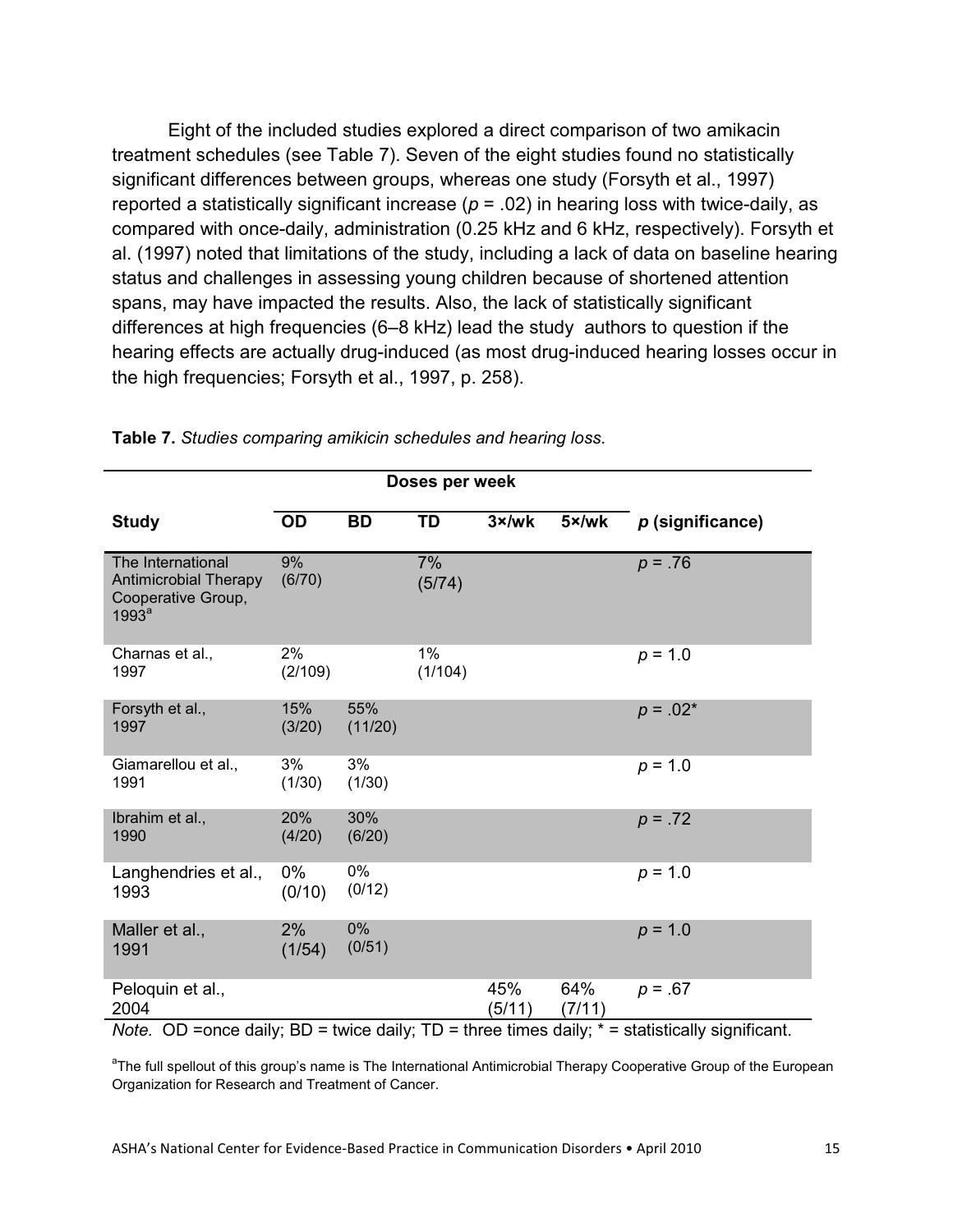Eight of the included studies explored a direct comparison of two amikacin treatment schedules (see Table 7). Seven of the eight studies found no statistically significant differences between groups, whereas one study (Forsyth et al., 1997) reported a statistically significant increase ($p$ = .02) in hearing loss with twice-daily, as compared with once-daily, administration (0.25 kHz and 6 kHz, respectively). Forsyth et al. (1997) noted that limitations of the study, including a lack of data on baseline hearing status and challenges in assessing young children because of shortened attention spans, may have impacted the results. Also, the lack of statistically significant differences at high frequencies (6–8 kHz) lead the study authors to question if the hearing effects are actually drug-induced (as most drug-induced hearing losses occur in the high frequencies; Forsyth et al., 1997, p. 258).

**Table 7.** *Studies comparing amikicin schedules and hearing loss.*

| | Doses per week | | | | | |
|---|---|---|---|---|---|---|
| **Study** | **OD** | **BD** | **TD** | **3×/wk** | **5×/wk** | ***p* (significance)** |
| The International Antimicrobial Therapy Cooperative Group, 1993[a] | 9% (6/70) | | 7% (5/74) | | | $p$ = .76 |
| Charnas et al., 1997 | 2% (2/109) | | 1% (1/104) | | | $p$ = 1.0 |
| Forsyth et al., 1997 | 15% (3/20) | 55% (11/20) | | | | $p$ = .02* |
| Giamarellou et al., 1991 | 3% (1/30) | 3% (1/30) | | | | $p$ = 1.0 |
| Ibrahim et al., 1990 | 20% (4/20) | 30% (6/20) | | | | $p$ = .72 |
| Langhendries et al., 1993 | 0% (0/10) | 0% (0/12) | | | | $p$ = 1.0 |
| Maller et al., 1991 | 2% (1/54) | 0% (0/51) | | | | $p$ = 1.0 |
| Peloquin et al., 2004 | | | | 45% (5/11) | 64% (7/11) | $p$ = .67 |

*Note.* OD =once daily; BD = twice daily; TD = three times daily; * = statistically significant.

[a]The full spellout of this group's name is The International Antimicrobial Therapy Cooperative Group of the European Organization for Research and Treatment of Cancer.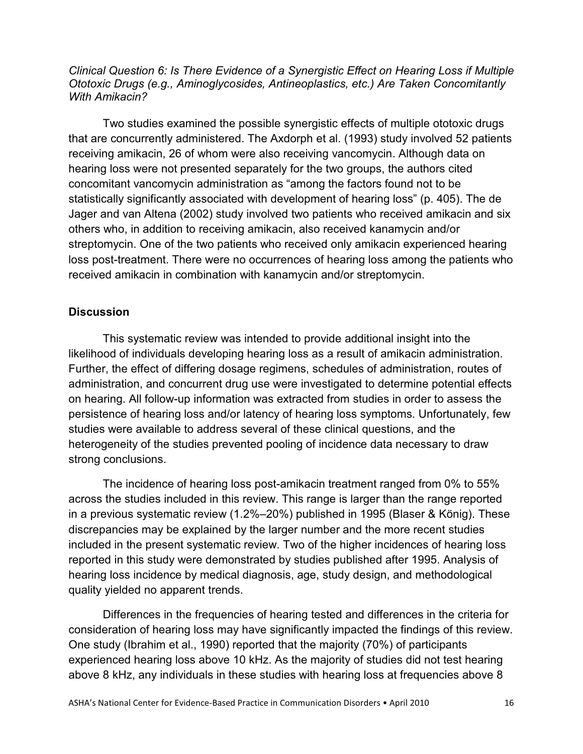*Clinical Question 6: Is There Evidence of a Synergistic Effect on Hearing Loss if Multiple Ototoxic Drugs (e.g., Aminoglycosides, Antineoplastics, etc.) Are Taken Concomitantly With Amikacin?*

Two studies examined the possible synergistic effects of multiple ototoxic drugs that are concurrently administered. The Axdorph et al. (1993) study involved 52 patients receiving amikacin, 26 of whom were also receiving vancomycin. Although data on hearing loss were not presented separately for the two groups, the authors cited concomitant vancomycin administration as "among the factors found not to be statistically significantly associated with development of hearing loss" (p. 405). The de Jager and van Altena (2002) study involved two patients who received amikacin and six others who, in addition to receiving amikacin, also received kanamycin and/or streptomycin. One of the two patients who received only amikacin experienced hearing loss post-treatment. There were no occurrences of hearing loss among the patients who received amikacin in combination with kanamycin and/or streptomycin.

## Discussion

This systematic review was intended to provide additional insight into the likelihood of individuals developing hearing loss as a result of amikacin administration. Further, the effect of differing dosage regimens, schedules of administration, routes of administration, and concurrent drug use were investigated to determine potential effects on hearing. All follow-up information was extracted from studies in order to assess the persistence of hearing loss and/or latency of hearing loss symptoms. Unfortunately, few studies were available to address several of these clinical questions, and the heterogeneity of the studies prevented pooling of incidence data necessary to draw strong conclusions.

The incidence of hearing loss post-amikacin treatment ranged from 0% to 55% across the studies included in this review. This range is larger than the range reported in a previous systematic review (1.2%–20%) published in 1995 (Blaser & König). These discrepancies may be explained by the larger number and the more recent studies included in the present systematic review. Two of the higher incidences of hearing loss reported in this study were demonstrated by studies published after 1995. Analysis of hearing loss incidence by medical diagnosis, age, study design, and methodological quality yielded no apparent trends.

Differences in the frequencies of hearing tested and differences in the criteria for consideration of hearing loss may have significantly impacted the findings of this review. One study (Ibrahim et al., 1990) reported that the majority (70%) of participants experienced hearing loss above 10 kHz. As the majority of studies did not test hearing above 8 kHz, any individuals in these studies with hearing loss at frequencies above 8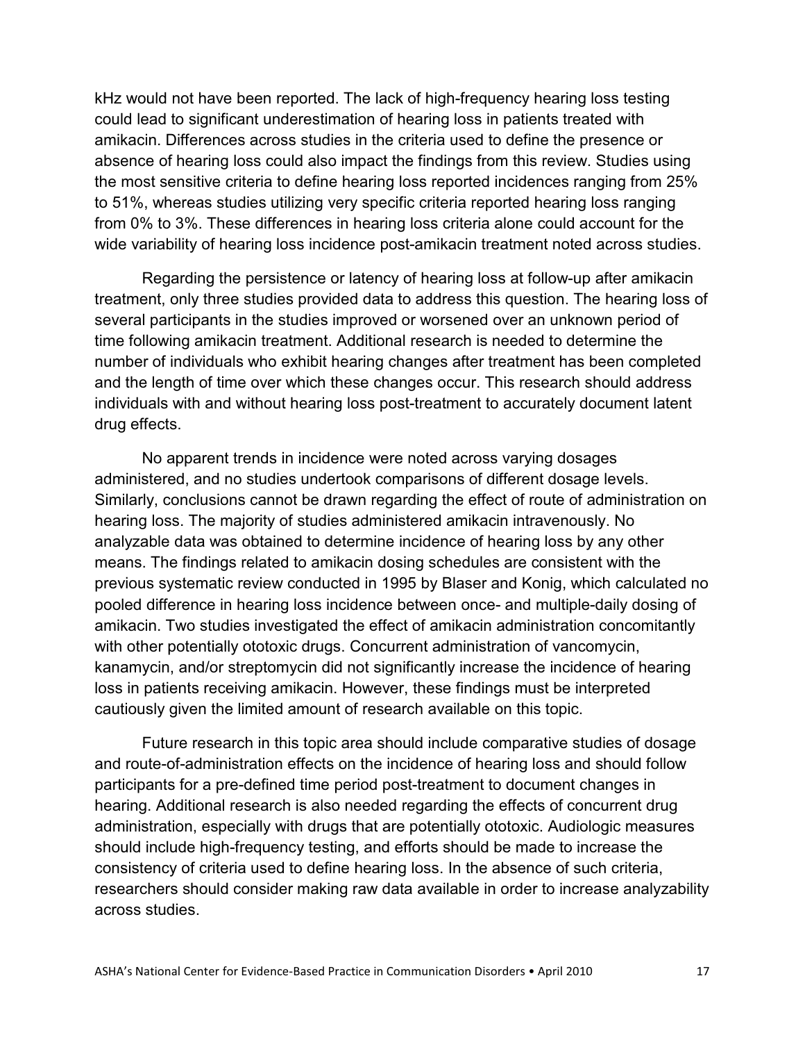kHz would not have been reported. The lack of high-frequency hearing loss testing could lead to significant underestimation of hearing loss in patients treated with amikacin. Differences across studies in the criteria used to define the presence or absence of hearing loss could also impact the findings from this review. Studies using the most sensitive criteria to define hearing loss reported incidences ranging from 25% to 51%, whereas studies utilizing very specific criteria reported hearing loss ranging from 0% to 3%. These differences in hearing loss criteria alone could account for the wide variability of hearing loss incidence post-amikacin treatment noted across studies.

Regarding the persistence or latency of hearing loss at follow-up after amikacin treatment, only three studies provided data to address this question. The hearing loss of several participants in the studies improved or worsened over an unknown period of time following amikacin treatment. Additional research is needed to determine the number of individuals who exhibit hearing changes after treatment has been completed and the length of time over which these changes occur. This research should address individuals with and without hearing loss post-treatment to accurately document latent drug effects.

No apparent trends in incidence were noted across varying dosages administered, and no studies undertook comparisons of different dosage levels. Similarly, conclusions cannot be drawn regarding the effect of route of administration on hearing loss. The majority of studies administered amikacin intravenously. No analyzable data was obtained to determine incidence of hearing loss by any other means. The findings related to amikacin dosing schedules are consistent with the previous systematic review conducted in 1995 by Blaser and Konig, which calculated no pooled difference in hearing loss incidence between once- and multiple-daily dosing of amikacin. Two studies investigated the effect of amikacin administration concomitantly with other potentially ototoxic drugs. Concurrent administration of vancomycin, kanamycin, and/or streptomycin did not significantly increase the incidence of hearing loss in patients receiving amikacin. However, these findings must be interpreted cautiously given the limited amount of research available on this topic.

Future research in this topic area should include comparative studies of dosage and route-of-administration effects on the incidence of hearing loss and should follow participants for a pre-defined time period post-treatment to document changes in hearing. Additional research is also needed regarding the effects of concurrent drug administration, especially with drugs that are potentially ototoxic. Audiologic measures should include high-frequency testing, and efforts should be made to increase the consistency of criteria used to define hearing loss. In the absence of such criteria, researchers should consider making raw data available in order to increase analyzability across studies.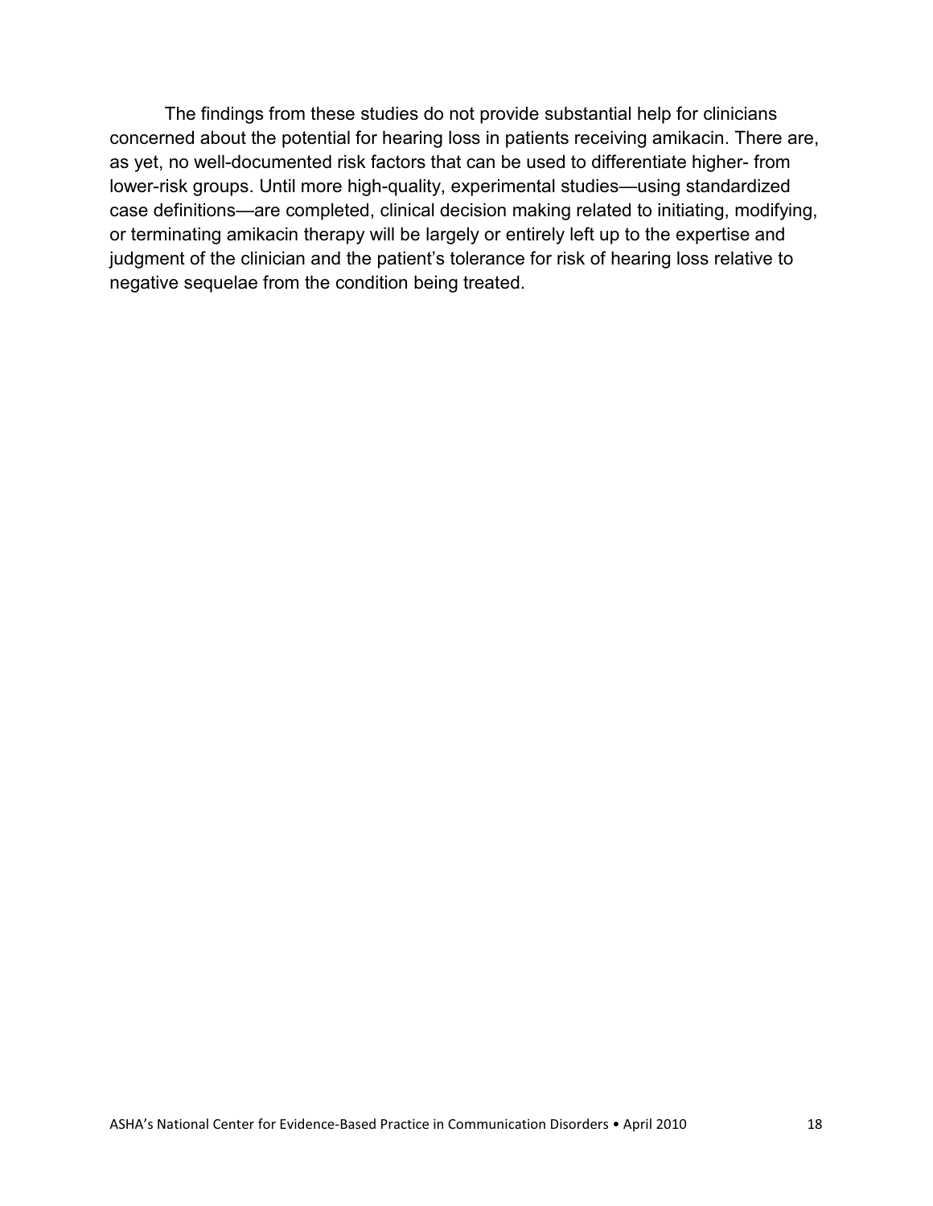The findings from these studies do not provide substantial help for clinicians concerned about the potential for hearing loss in patients receiving amikacin. There are, as yet, no well-documented risk factors that can be used to differentiate higher- from lower-risk groups. Until more high-quality, experimental studies—using standardized case definitions—are completed, clinical decision making related to initiating, modifying, or terminating amikacin therapy will be largely or entirely left up to the expertise and judgment of the clinician and the patient's tolerance for risk of hearing loss relative to negative sequelae from the condition being treated.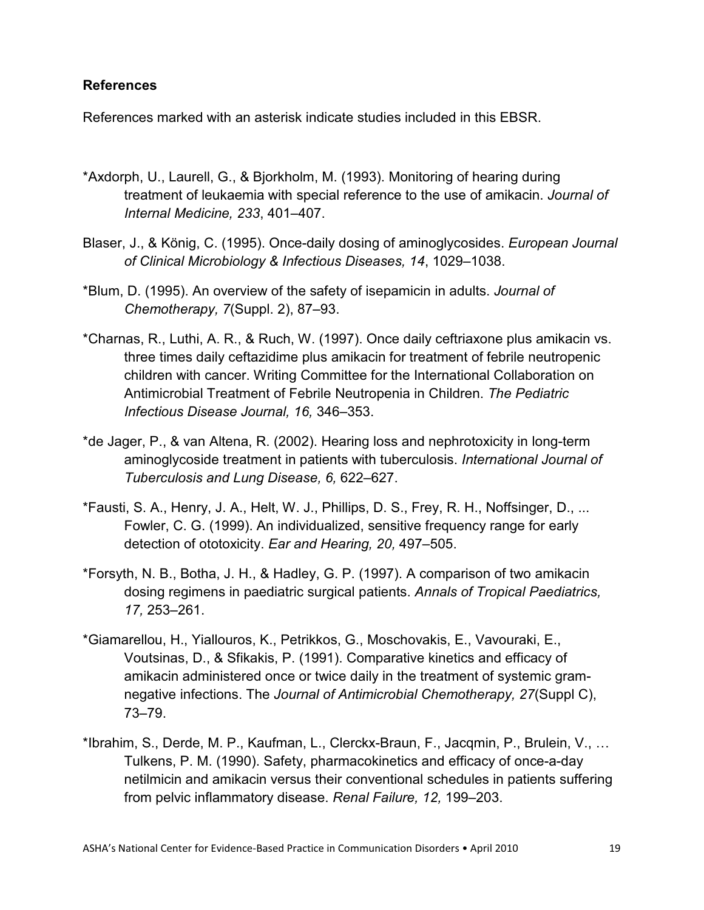**References**

References marked with an asterisk indicate studies included in this EBSR.

*Axdorph, U., Laurell, G., & Bjorkholm, M. (1993). Monitoring of hearing during treatment of leukaemia with special reference to the use of amikacin. *Journal of Internal Medicine, 233*, 401–407.

Blaser, J., & König, C. (1995). Once-daily dosing of aminoglycosides. *European Journal of Clinical Microbiology & Infectious Diseases, 14*, 1029–1038.

*Blum, D. (1995). An overview of the safety of isepamicin in adults. *Journal of Chemotherapy, 7*(Suppl. 2), 87–93.

*Charnas, R., Luthi, A. R., & Ruch, W. (1997). Once daily ceftriaxone plus amikacin vs. three times daily ceftazidime plus amikacin for treatment of febrile neutropenic children with cancer. Writing Committee for the International Collaboration on Antimicrobial Treatment of Febrile Neutropenia in Children. *The Pediatric Infectious Disease Journal, 16,* 346–353.

*de Jager, P., & van Altena, R. (2002). Hearing loss and nephrotoxicity in long-term aminoglycoside treatment in patients with tuberculosis. *International Journal of Tuberculosis and Lung Disease, 6,* 622–627.

*Fausti, S. A., Henry, J. A., Helt, W. J., Phillips, D. S., Frey, R. H., Noffsinger, D., ... Fowler, C. G. (1999). An individualized, sensitive frequency range for early detection of ototoxicity. *Ear and Hearing, 20,* 497–505.

*Forsyth, N. B., Botha, J. H., & Hadley, G. P. (1997). A comparison of two amikacin dosing regimens in paediatric surgical patients. *Annals of Tropical Paediatrics, 17,* 253–261.

*Giamarellou, H., Yiallouros, K., Petrikkos, G., Moschovakis, E., Vavouraki, E., Voutsinas, D., & Sfikakis, P. (1991). Comparative kinetics and efficacy of amikacin administered once or twice daily in the treatment of systemic gram-negative infections. The *Journal of Antimicrobial Chemotherapy, 27*(Suppl C), 73–79.

*Ibrahim, S., Derde, M. P., Kaufman, L., Clerckx-Braun, F., Jacqmin, P., Brulein, V., … Tulkens, P. M. (1990). Safety, pharmacokinetics and efficacy of once-a-day netilmicin and amikacin versus their conventional schedules in patients suffering from pelvic inflammatory disease. *Renal Failure, 12,* 199–203.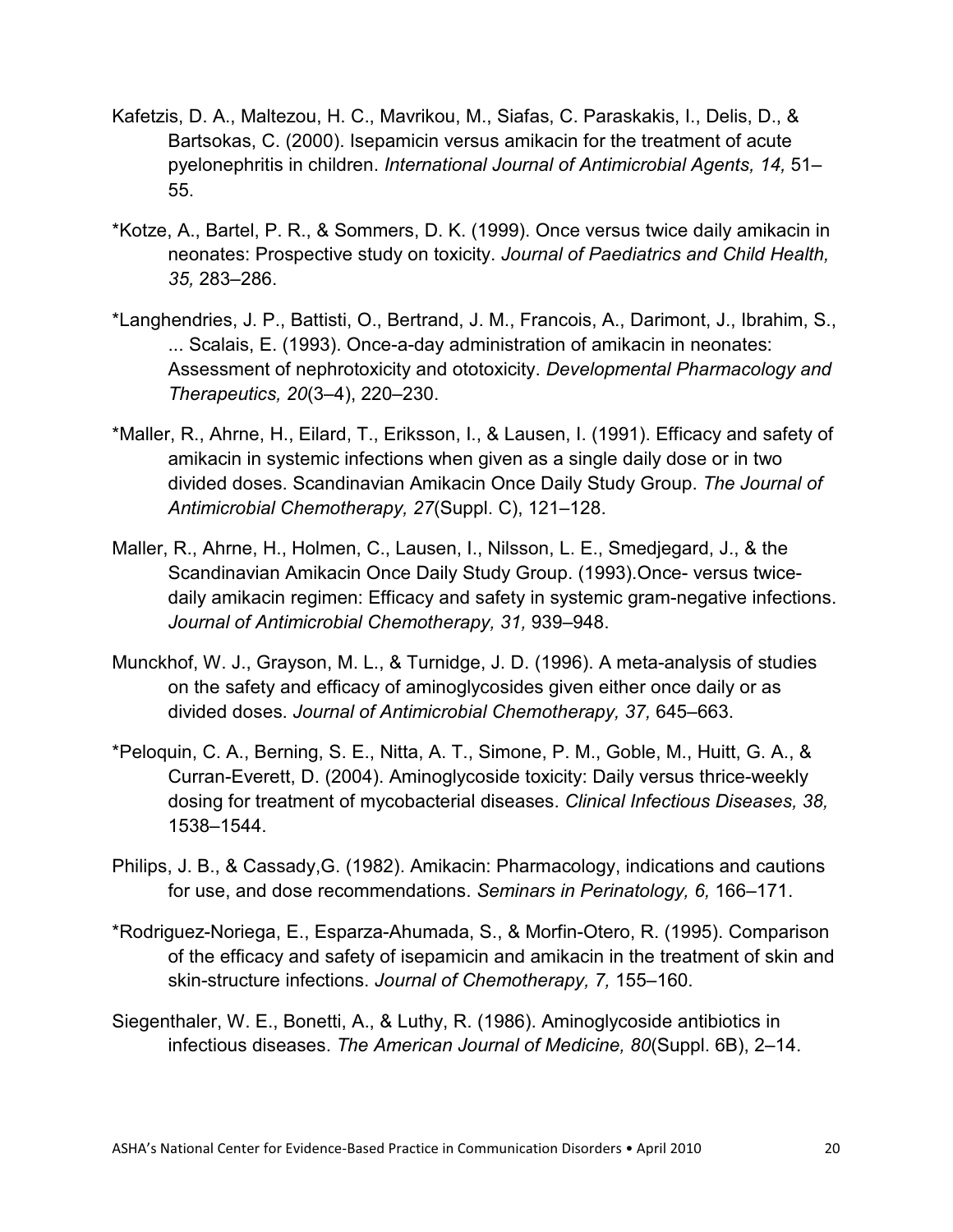Kafetzis, D. A., Maltezou, H. C., Mavrikou, M., Siafas, C. Paraskakis, I., Delis, D., & Bartsokas, C. (2000). Isepamicin versus amikacin for the treatment of acute pyelonephritis in children. *International Journal of Antimicrobial Agents, 14,* 51–55.

*Kotze, A., Bartel, P. R., & Sommers, D. K. (1999). Once versus twice daily amikacin in neonates: Prospective study on toxicity. *Journal of Paediatrics and Child Health, 35,* 283–286.

*Langhendries, J. P., Battisti, O., Bertrand, J. M., Francois, A., Darimont, J., Ibrahim, S., ... Scalais, E. (1993). Once-a-day administration of amikacin in neonates: Assessment of nephrotoxicity and ototoxicity. *Developmental Pharmacology and Therapeutics, 20*(3–4), 220–230.

*Maller, R., Ahrne, H., Eilard, T., Eriksson, I., & Lausen, I. (1991). Efficacy and safety of amikacin in systemic infections when given as a single daily dose or in two divided doses. Scandinavian Amikacin Once Daily Study Group. *The Journal of Antimicrobial Chemotherapy, 27*(Suppl. C), 121–128.

Maller, R., Ahrne, H., Holmen, C., Lausen, I., Nilsson, L. E., Smedjegard, J., & the Scandinavian Amikacin Once Daily Study Group. (1993).Once- versus twice-daily amikacin regimen: Efficacy and safety in systemic gram-negative infections. *Journal of Antimicrobial Chemotherapy, 31,* 939–948.

Munckhof, W. J., Grayson, M. L., & Turnidge, J. D. (1996). A meta-analysis of studies on the safety and efficacy of aminoglycosides given either once daily or as divided doses. *Journal of Antimicrobial Chemotherapy, 37,* 645–663.

*Peloquin, C. A., Berning, S. E., Nitta, A. T., Simone, P. M., Goble, M., Huitt, G. A., & Curran-Everett, D. (2004). Aminoglycoside toxicity: Daily versus thrice-weekly dosing for treatment of mycobacterial diseases. *Clinical Infectious Diseases, 38,* 1538–1544.

Philips, J. B., & Cassady,G. (1982). Amikacin: Pharmacology, indications and cautions for use, and dose recommendations. *Seminars in Perinatology, 6,* 166–171.

*Rodriguez-Noriega, E., Esparza-Ahumada, S., & Morfin-Otero, R. (1995). Comparison of the efficacy and safety of isepamicin and amikacin in the treatment of skin and skin-structure infections. *Journal of Chemotherapy, 7,* 155–160.

Siegenthaler, W. E., Bonetti, A., & Luthy, R. (1986). Aminoglycoside antibiotics in infectious diseases. *The American Journal of Medicine, 80*(Suppl. 6B), 2–14.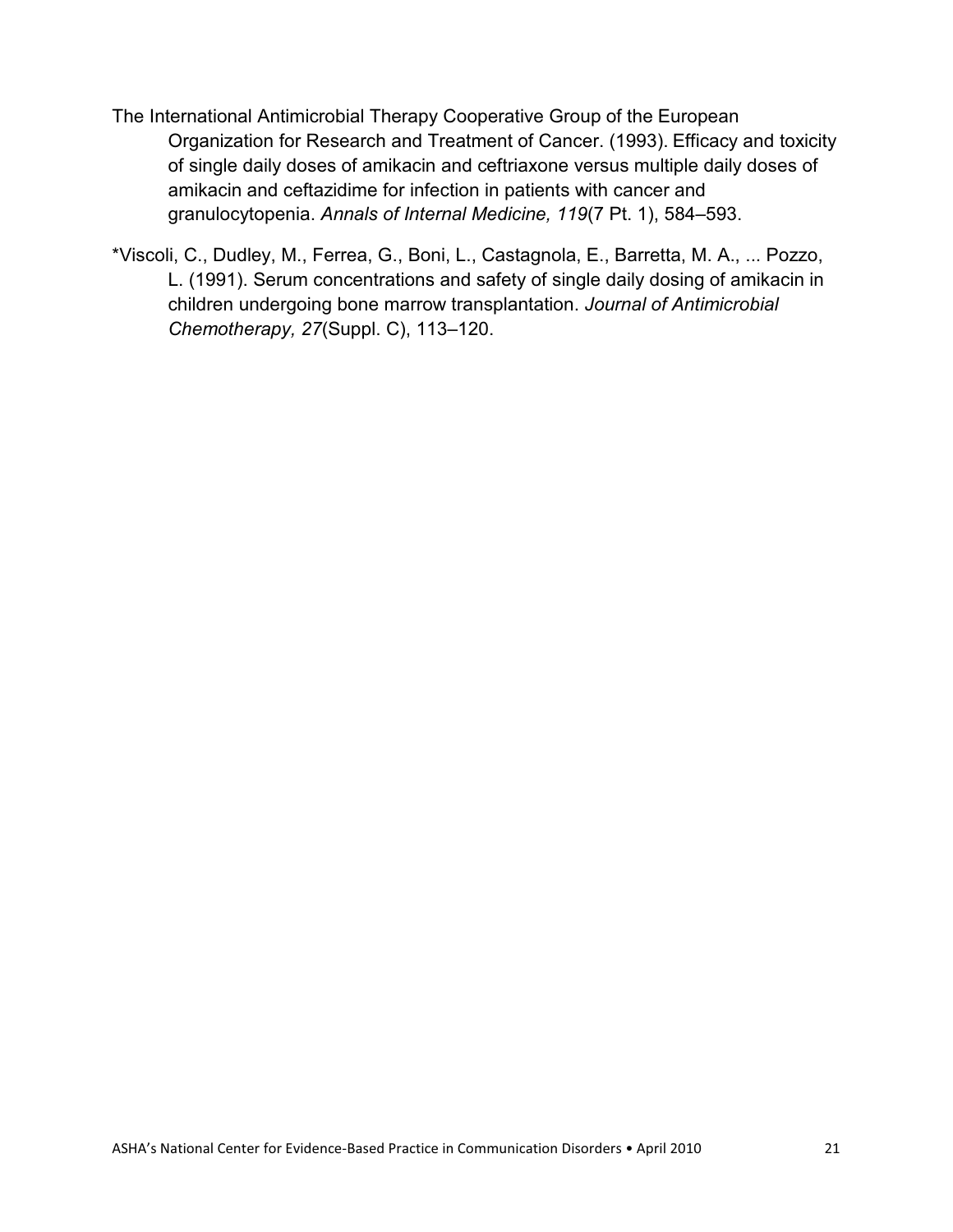The International Antimicrobial Therapy Cooperative Group of the European Organization for Research and Treatment of Cancer. (1993). Efficacy and toxicity of single daily doses of amikacin and ceftriaxone versus multiple daily doses of amikacin and ceftazidime for infection in patients with cancer and granulocytopenia. *Annals of Internal Medicine, 119*(7 Pt. 1), 584–593.

*Viscoli, C., Dudley, M., Ferrea, G., Boni, L., Castagnola, E., Barretta, M. A., ... Pozzo, L. (1991). Serum concentrations and safety of single daily dosing of amikacin in children undergoing bone marrow transplantation. *Journal of Antimicrobial Chemotherapy, 27*(Suppl. C), 113–120.